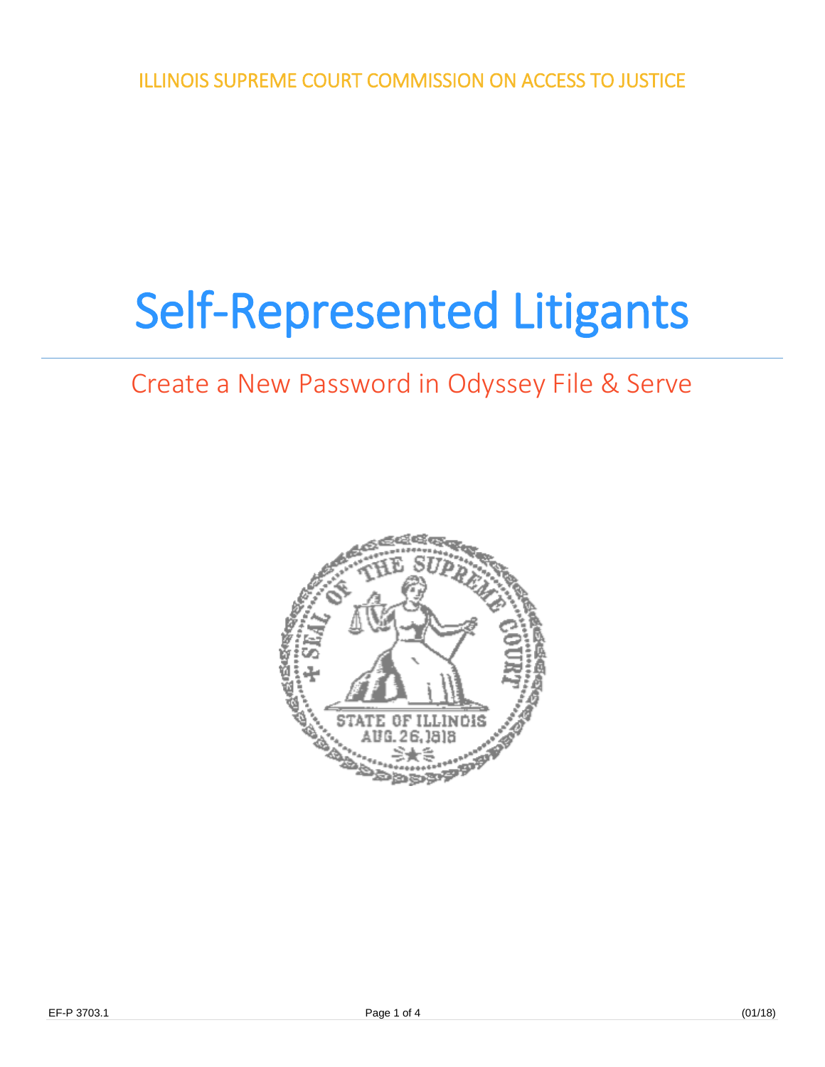ILLINOIS SUPREME COURT COMMISSION ON ACCESS TO JUSTICE

# Self-Represented Litigants

## Create a New Password in Odyssey File & Serve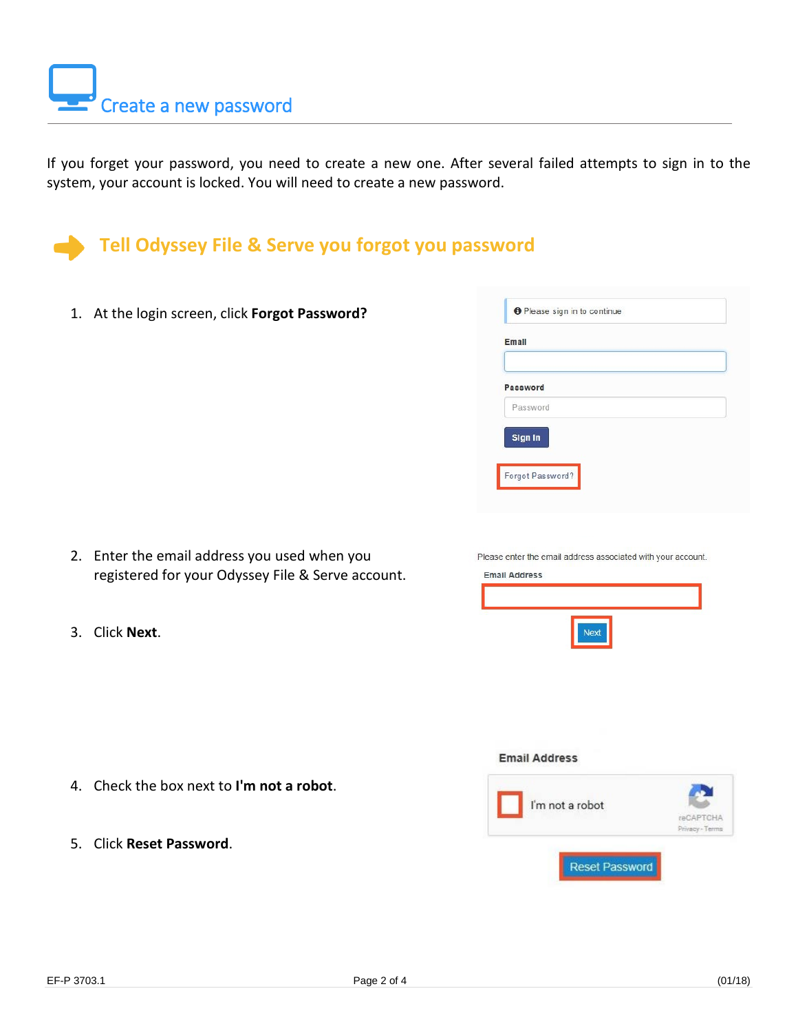# Create a new password

If you forget your password, you need to create a new one. After several failed attempts to sign in to the system, your account is locked. You will need to create a new password.

## Tell Odyssey File & Serve you forgot you password

1. At the login screen, click **Forgot Password?**
2. Enter the email address you used when you registered for your Odyssey File & Serve account.
3. Click **Next**.
4. Check the box next to **I'm not a robot**.
5. Click **Reset Password**.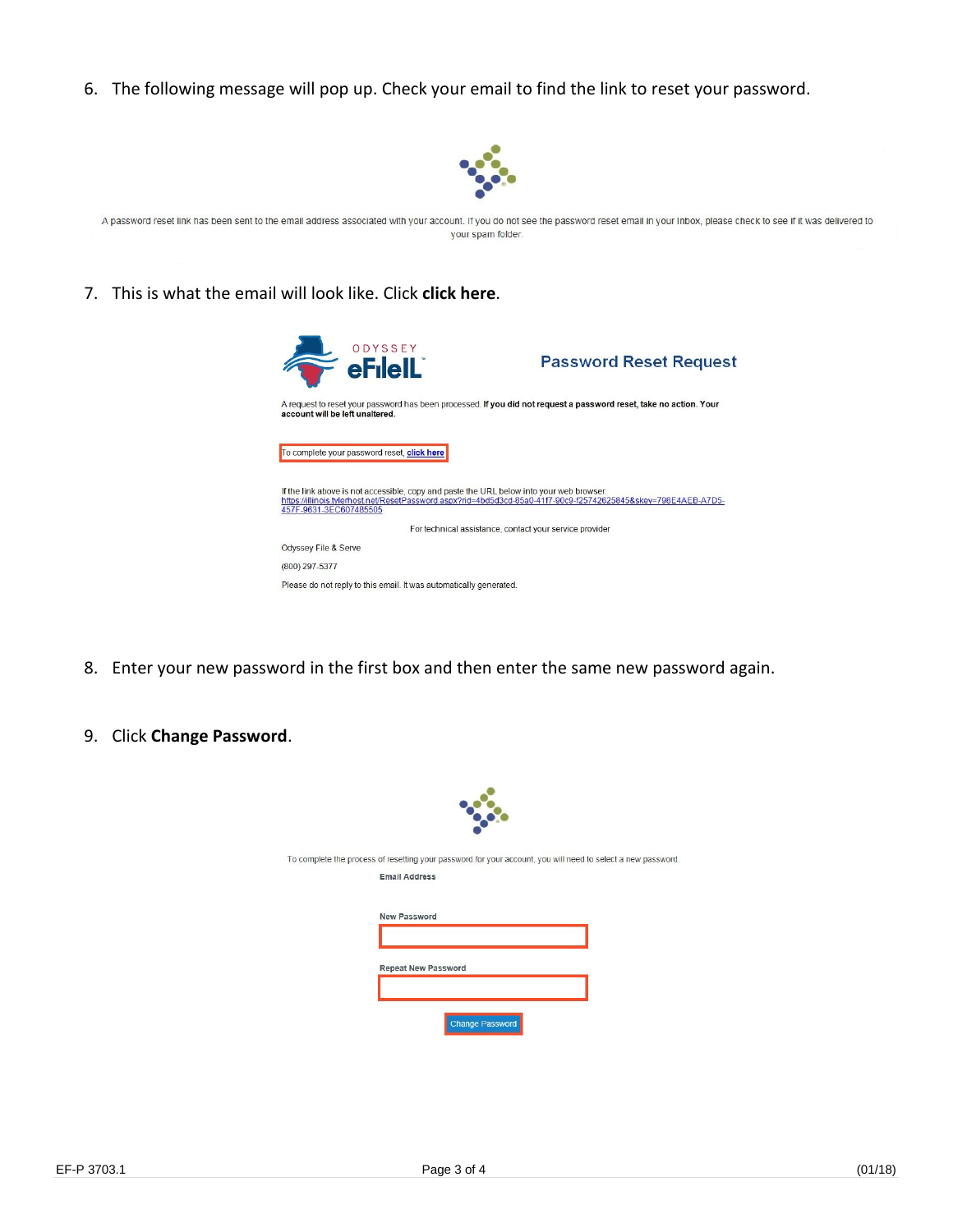6. The following message will pop up. Check your email to find the link to reset your password.

A password reset link has been sent to the email address associated with your account. If you do not see the password reset email in your Inbox, please check to see if it was delivered to your spam folder.

7. This is what the email will look like. Click **click here**.

ODYSSEY eFileIL

**Password Reset Request**

A request to reset your password has been processed. **If you did not request a password reset, take no action. Your account will be left unaltered.**

To complete your password reset, click here

If the link above is not accessible, copy and paste the URL below into your web browser:
https://illinois.tylerhost.net/ResetPassword.aspx?rid=4bd5d3cd-85a0-41f7-90c9-f25742625845&skey=798E4AEB-A7D5-457F-9631-3EC607485505

For technical assistance, contact your service provider

Odyssey File & Serve

(800) 297-5377

Please do not reply to this email. It was automatically generated.

8. Enter your new password in the first box and then enter the same new password again.

9. Click **Change Password**.

To complete the process of resetting your password for your account, you will need to select a new password.

Email Address

New Password

Repeat New Password

Change Password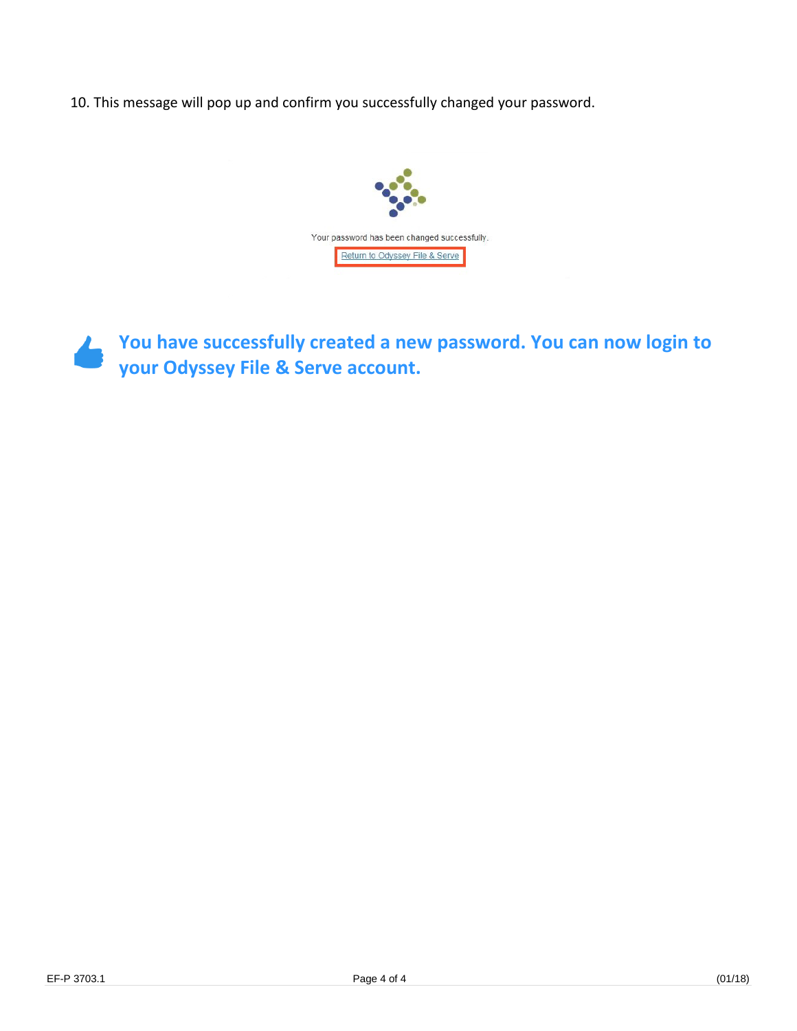10. This message will pop up and confirm you successfully changed your password.

Your password has been changed successfully.

Return to Odyssey File & Serve

**You have successfully created a new password. You can now login to your Odyssey File & Serve account.**